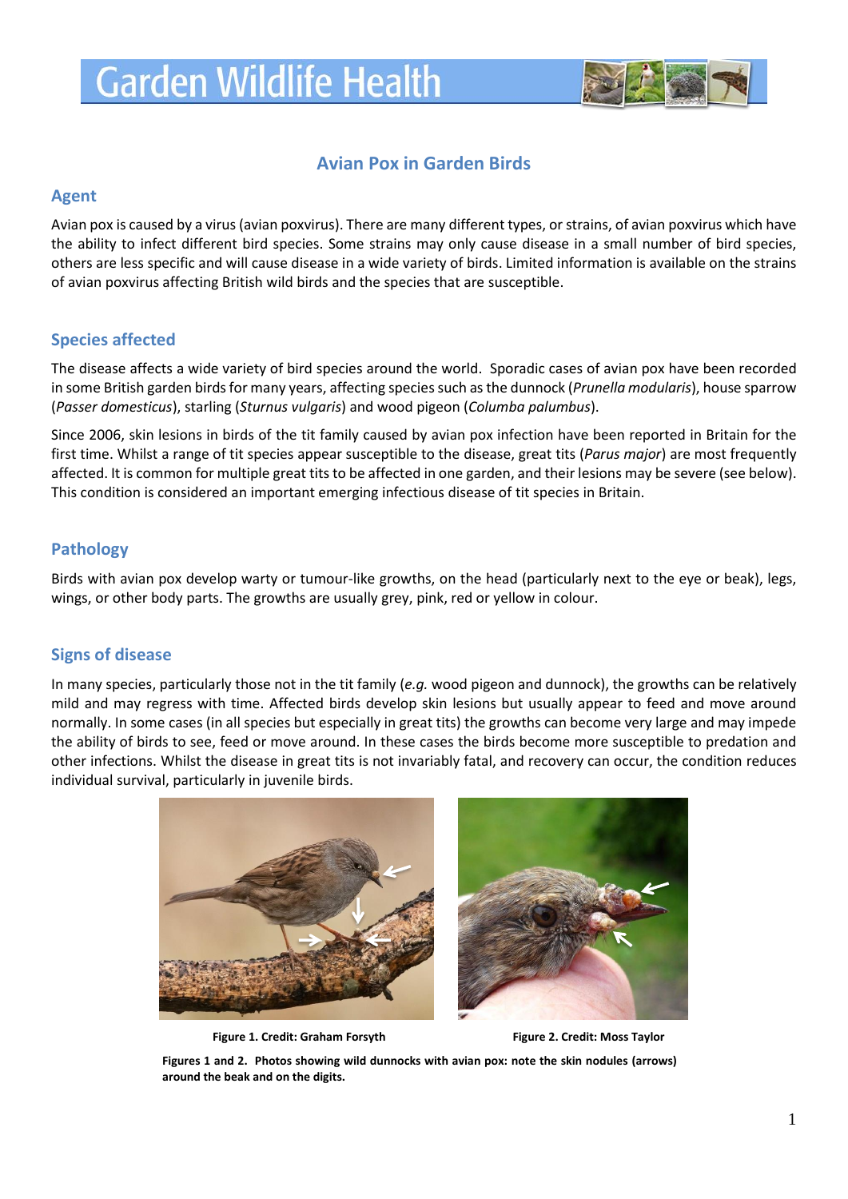# Garden Wildlife Health

## Avian Pox in Garden Birds

### Agent

Avian pox is caused by a virus (avian poxvirus). There are many different types, or strains, of avian poxvirus which have the ability to infect different bird species. Some strains may only cause disease in a small number of bird species, others are less specific and will cause disease in a wide variety of birds. Limited information is available on the strains of avian poxvirus affecting British wild birds and the species that are susceptible.

### Species affected

The disease affects a wide variety of bird species around the world. Sporadic cases of avian pox have been recorded in some British garden birds for many years, affecting species such as the dunnock (*Prunella modularis*), house sparrow (*Passer domesticus*), starling (*Sturnus vulgaris*) and wood pigeon (*Columba palumbus*).

Since 2006, skin lesions in birds of the tit family caused by avian pox infection have been reported in Britain for the first time. Whilst a range of tit species appear susceptible to the disease, great tits (*Parus major*) are most frequently affected. It is common for multiple great tits to be affected in one garden, and their lesions may be severe (see below). This condition is considered an important emerging infectious disease of tit species in Britain.

### Pathology

Birds with avian pox develop warty or tumour-like growths, on the head (particularly next to the eye or beak), legs, wings, or other body parts. The growths are usually grey, pink, red or yellow in colour.

### Signs of disease

In many species, particularly those not in the tit family (*e.g.* wood pigeon and dunnock), the growths can be relatively mild and may regress with time. Affected birds develop skin lesions but usually appear to feed and move around normally. In some cases (in all species but especially in great tits) the growths can become very large and may impede the ability of birds to see, feed or move around. In these cases the birds become more susceptible to predation and other infections. Whilst the disease in great tits is not invariably fatal, and recovery can occur, the condition reduces individual survival, particularly in juvenile birds.

**Figure 1. Credit: Graham Forsyth**

**Figure 2. Credit: Moss Taylor**

**Figures 1 and 2. Photos showing wild dunnocks with avian pox: note the skin nodules (arrows) around the beak and on the digits.**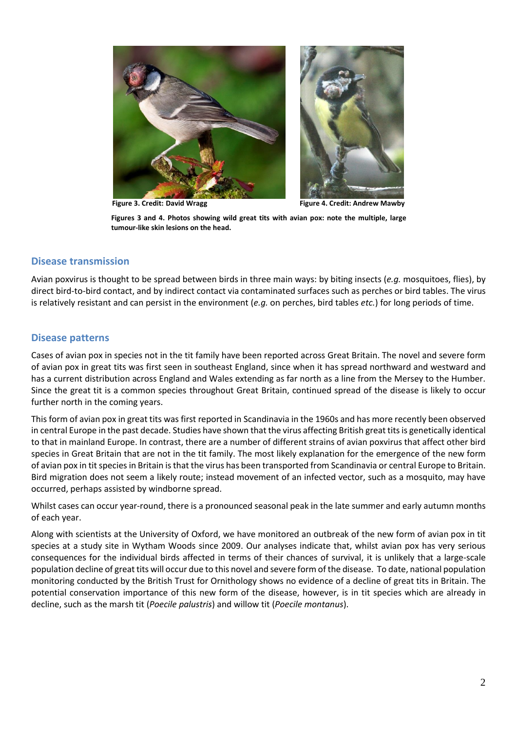**Figure 3. Credit: David Wragg**

**Figure 4. Credit: Andrew Mawby**

**Figures 3 and 4. Photos showing wild great tits with avian pox: note the multiple, large tumour-like skin lesions on the head.**

## Disease transmission

Avian poxvirus is thought to be spread between birds in three main ways: by biting insects (*e.g.* mosquitoes, flies), by direct bird-to-bird contact, and by indirect contact via contaminated surfaces such as perches or bird tables. The virus is relatively resistant and can persist in the environment (*e.g.* on perches, bird tables *etc.*) for long periods of time.

## Disease patterns

Cases of avian pox in species not in the tit family have been reported across Great Britain. The novel and severe form of avian pox in great tits was first seen in southeast England, since when it has spread northward and westward and has a current distribution across England and Wales extending as far north as a line from the Mersey to the Humber. Since the great tit is a common species throughout Great Britain, continued spread of the disease is likely to occur further north in the coming years.

This form of avian pox in great tits was first reported in Scandinavia in the 1960s and has more recently been observed in central Europe in the past decade. Studies have shown that the virus affecting British great tits is genetically identical to that in mainland Europe. In contrast, there are a number of different strains of avian poxvirus that affect other bird species in Great Britain that are not in the tit family. The most likely explanation for the emergence of the new form of avian pox in tit species in Britain is that the virus has been transported from Scandinavia or central Europe to Britain. Bird migration does not seem a likely route; instead movement of an infected vector, such as a mosquito, may have occurred, perhaps assisted by windborne spread.

Whilst cases can occur year-round, there is a pronounced seasonal peak in the late summer and early autumn months of each year.

Along with scientists at the University of Oxford, we have monitored an outbreak of the new form of avian pox in tit species at a study site in Wytham Woods since 2009. Our analyses indicate that, whilst avian pox has very serious consequences for the individual birds affected in terms of their chances of survival, it is unlikely that a large-scale population decline of great tits will occur due to this novel and severe form of the disease. To date, national population monitoring conducted by the British Trust for Ornithology shows no evidence of a decline of great tits in Britain. The potential conservation importance of this new form of the disease, however, is in tit species which are already in decline, such as the marsh tit (*Poecile palustris*) and willow tit (*Poecile montanus*).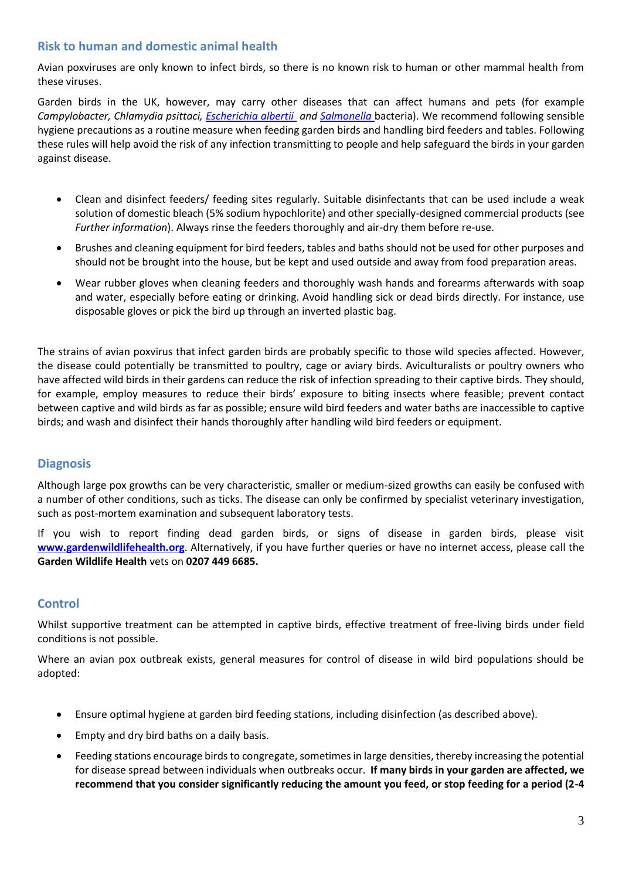## Risk to human and domestic animal health

Avian poxviruses are only known to infect birds, so there is no known risk to human or other mammal health from these viruses.

Garden birds in the UK, however, may carry other diseases that can affect humans and pets (for example *Campylobacter, Chlamydia psittaci, Escherichia albertii* and *Salmonella* bacteria). We recommend following sensible hygiene precautions as a routine measure when feeding garden birds and handling bird feeders and tables. Following these rules will help avoid the risk of any infection transmitting to people and help safeguard the birds in your garden against disease.

- Clean and disinfect feeders/ feeding sites regularly. Suitable disinfectants that can be used include a weak solution of domestic bleach (5% sodium hypochlorite) and other specially-designed commercial products (see *Further information*). Always rinse the feeders thoroughly and air-dry them before re-use.
- Brushes and cleaning equipment for bird feeders, tables and baths should not be used for other purposes and should not be brought into the house, but be kept and used outside and away from food preparation areas.
- Wear rubber gloves when cleaning feeders and thoroughly wash hands and forearms afterwards with soap and water, especially before eating or drinking. Avoid handling sick or dead birds directly. For instance, use disposable gloves or pick the bird up through an inverted plastic bag.

The strains of avian poxvirus that infect garden birds are probably specific to those wild species affected. However, the disease could potentially be transmitted to poultry, cage or aviary birds. Aviculturalists or poultry owners who have affected wild birds in their gardens can reduce the risk of infection spreading to their captive birds. They should, for example, employ measures to reduce their birds' exposure to biting insects where feasible; prevent contact between captive and wild birds as far as possible; ensure wild bird feeders and water baths are inaccessible to captive birds; and wash and disinfect their hands thoroughly after handling wild bird feeders or equipment.

## Diagnosis

Although large pox growths can be very characteristic, smaller or medium-sized growths can easily be confused with a number of other conditions, such as ticks. The disease can only be confirmed by specialist veterinary investigation, such as post-mortem examination and subsequent laboratory tests.

If you wish to report finding dead garden birds, or signs of disease in garden birds, please visit **www.gardenwildlifehealth.org**. Alternatively, if you have further queries or have no internet access, please call the **Garden Wildlife Health** vets on **0207 449 6685.**

## Control

Whilst supportive treatment can be attempted in captive birds, effective treatment of free-living birds under field conditions is not possible.

Where an avian pox outbreak exists, general measures for control of disease in wild bird populations should be adopted:

- Ensure optimal hygiene at garden bird feeding stations, including disinfection (as described above).
- Empty and dry bird baths on a daily basis.
- Feeding stations encourage birds to congregate, sometimes in large densities, thereby increasing the potential for disease spread between individuals when outbreaks occur. **If many birds in your garden are affected, we recommend that you consider significantly reducing the amount you feed, or stop feeding for a period (2-4**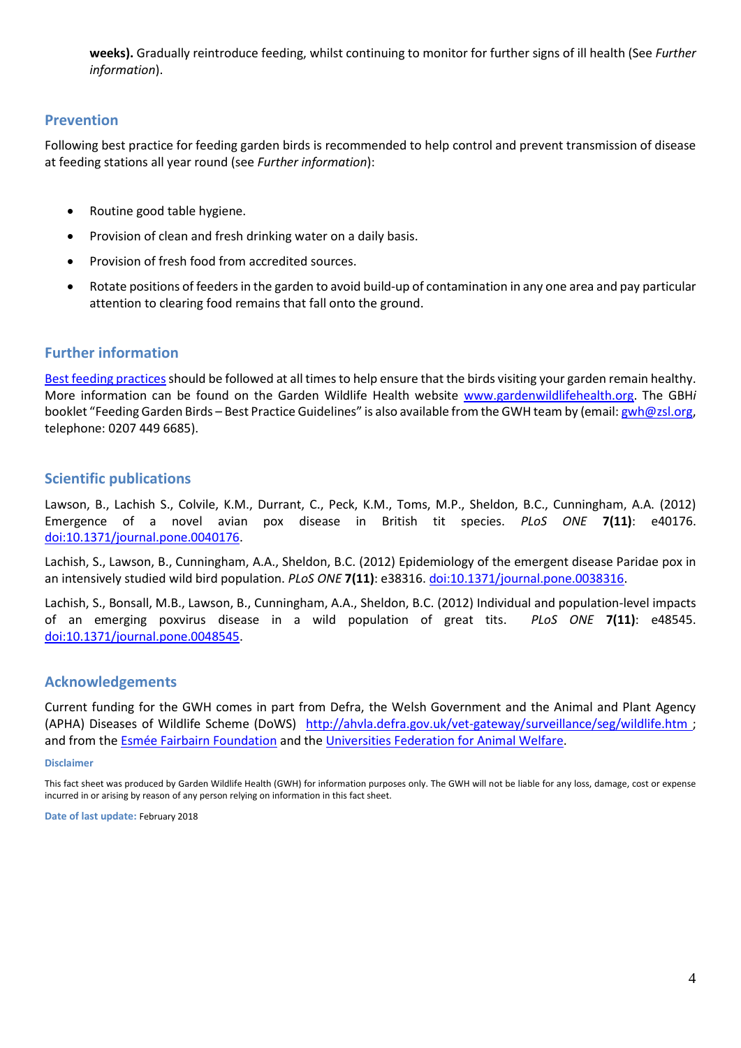**weeks).** Gradually reintroduce feeding, whilst continuing to monitor for further signs of ill health (See *Further information*).

## Prevention

Following best practice for feeding garden birds is recommended to help control and prevent transmission of disease at feeding stations all year round (see *Further information*):

- Routine good table hygiene.
- Provision of clean and fresh drinking water on a daily basis.
- Provision of fresh food from accredited sources.
- Rotate positions of feeders in the garden to avoid build-up of contamination in any one area and pay particular attention to clearing food remains that fall onto the ground.

## Further information

Best feeding practices should be followed at all times to help ensure that the birds visiting your garden remain healthy. More information can be found on the Garden Wildlife Health website www.gardenwildlifehealth.org. The GBH*i* booklet "Feeding Garden Birds – Best Practice Guidelines" is also available from the GWH team by (email: gwh@zsl.org, telephone: 0207 449 6685).

## Scientific publications

Lawson, B., Lachish S., Colvile, K.M., Durrant, C., Peck, K.M., Toms, M.P., Sheldon, B.C., Cunningham, A.A. (2012) Emergence of a novel avian pox disease in British tit species. *PLoS ONE* **7(11)**: e40176. doi:10.1371/journal.pone.0040176.

Lachish, S., Lawson, B., Cunningham, A.A., Sheldon, B.C. (2012) Epidemiology of the emergent disease Paridae pox in an intensively studied wild bird population. *PLoS ONE* **7(11)**: e38316. doi:10.1371/journal.pone.0038316.

Lachish, S., Bonsall, M.B., Lawson, B., Cunningham, A.A., Sheldon, B.C. (2012) Individual and population-level impacts of an emerging poxvirus disease in a wild population of great tits. *PLoS ONE* **7(11)**: e48545. doi:10.1371/journal.pone.0048545.

## Acknowledgements

Current funding for the GWH comes in part from Defra, the Welsh Government and the Animal and Plant Agency (APHA) Diseases of Wildlife Scheme (DoWS) http://ahvla.defra.gov.uk/vet-gateway/surveillance/seg/wildlife.htm ; and from the Esmée Fairbairn Foundation and the Universities Federation for Animal Welfare.

#### Disclaimer

This fact sheet was produced by Garden Wildlife Health (GWH) for information purposes only. The GWH will not be liable for any loss, damage, cost or expense incurred in or arising by reason of any person relying on information in this fact sheet.

**Date of last update:** February 2018